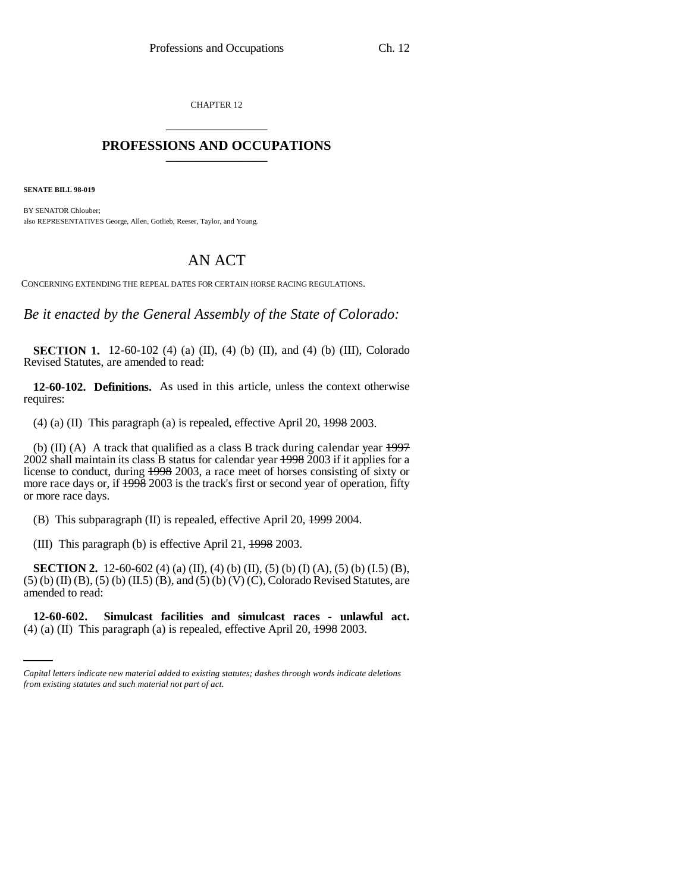CHAPTER 12

# PROFESSIONS AND OCCUPATIONS

**SENATE BILL 98-019**

BY SENATOR Chlouber;
also REPRESENTATIVES George, Allen, Gotlieb, Reeser, Taylor, and Young.

## AN ACT

CONCERNING EXTENDING THE REPEAL DATES FOR CERTAIN HORSE RACING REGULATIONS.

*Be it enacted by the General Assembly of the State of Colorado:*

**SECTION 1.** 12-60-102 (4) (a) (II), (4) (b) (II), and (4) (b) (III), Colorado Revised Statutes, are amended to read:

**12-60-102. Definitions.** As used in this article, unless the context otherwise requires:

(4) (a) (II) This paragraph (a) is repealed, effective April 20, ~~1998~~ 2003.

(b) (II) (A) A track that qualified as a class B track during calendar year ~~1997~~ 2002 shall maintain its class B status for calendar year ~~1998~~ 2003 if it applies for a license to conduct, during ~~1998~~ 2003, a race meet of horses consisting of sixty or more race days or, if ~~1998~~ 2003 is the track's first or second year of operation, fifty or more race days.

(B) This subparagraph (II) is repealed, effective April 20, ~~1999~~ 2004.

(III) This paragraph (b) is effective April 21, ~~1998~~ 2003.

**SECTION 2.** 12-60-602 (4) (a) (II), (4) (b) (II), (5) (b) (I) (A), (5) (b) (I.5) (B), (5) (b) (II) (B), (5) (b) (II.5) (B), and (5) (b) (V) (C), Colorado Revised Statutes, are amended to read:

**12-60-602. Simulcast facilities and simulcast races - unlawful act.** (4) (a) (II) This paragraph (a) is repealed, effective April 20, ~~1998~~ 2003.

*Capital letters indicate new material added to existing statutes; dashes through words indicate deletions from existing statutes and such material not part of act.*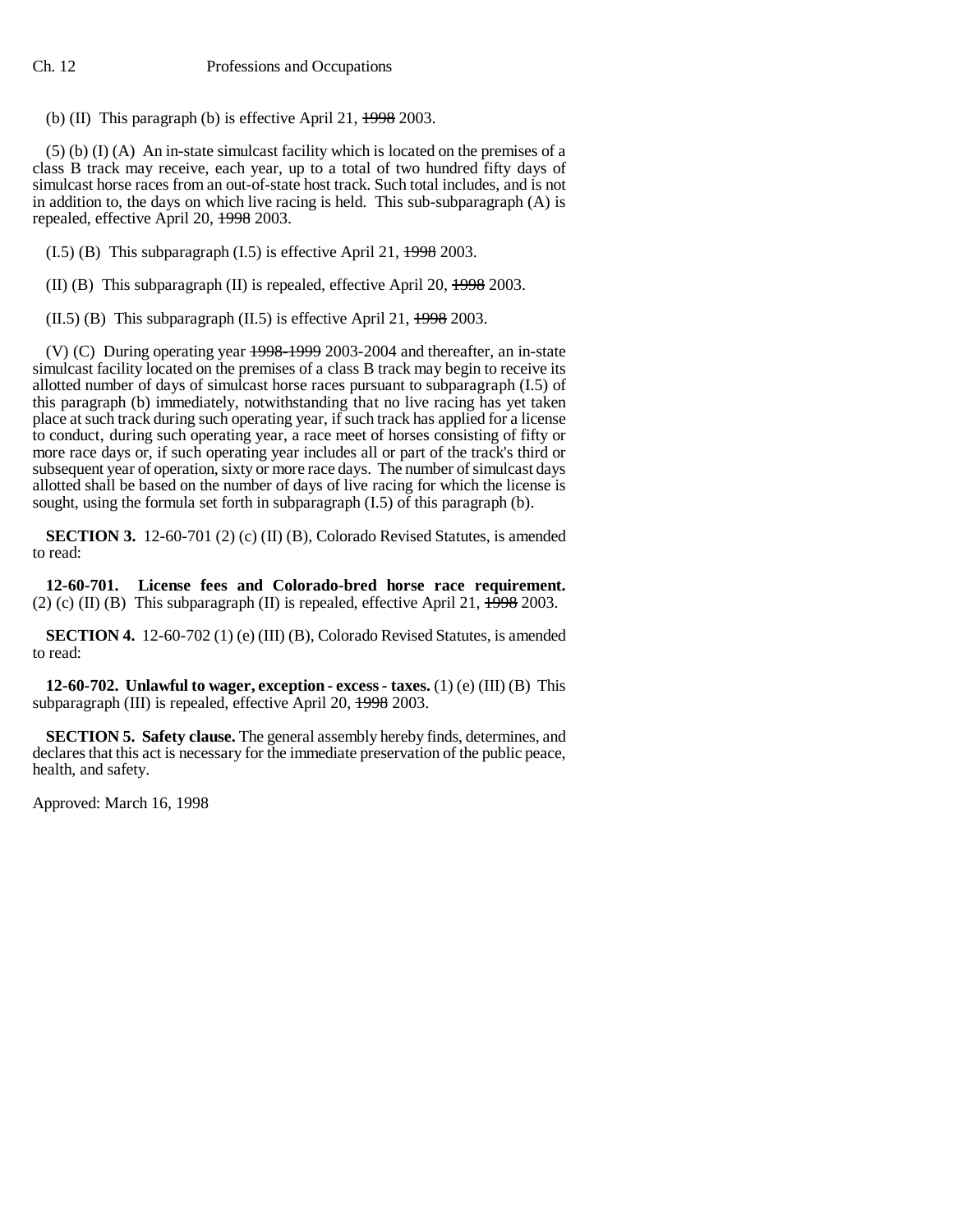(b) (II) This paragraph (b) is effective April 21, ~~1998~~ 2003.

(5) (b) (I) (A) An in-state simulcast facility which is located on the premises of a class B track may receive, each year, up to a total of two hundred fifty days of simulcast horse races from an out-of-state host track. Such total includes, and is not in addition to, the days on which live racing is held. This sub-subparagraph (A) is repealed, effective April 20, ~~1998~~ 2003.

(I.5) (B) This subparagraph (I.5) is effective April 21, ~~1998~~ 2003.

(II) (B) This subparagraph (II) is repealed, effective April 20, ~~1998~~ 2003.

(II.5) (B) This subparagraph (II.5) is effective April 21, ~~1998~~ 2003.

(V) (C) During operating year ~~1998-1999~~ 2003-2004 and thereafter, an in-state simulcast facility located on the premises of a class B track may begin to receive its allotted number of days of simulcast horse races pursuant to subparagraph (I.5) of this paragraph (b) immediately, notwithstanding that no live racing has yet taken place at such track during such operating year, if such track has applied for a license to conduct, during such operating year, a race meet of horses consisting of fifty or more race days or, if such operating year includes all or part of the track's third or subsequent year of operation, sixty or more race days. The number of simulcast days allotted shall be based on the number of days of live racing for which the license is sought, using the formula set forth in subparagraph (I.5) of this paragraph (b).

**SECTION 3.** 12-60-701 (2) (c) (II) (B), Colorado Revised Statutes, is amended to read:

**12-60-701. License fees and Colorado-bred horse race requirement.** (2) (c) (II) (B) This subparagraph (II) is repealed, effective April 21, ~~1998~~ 2003.

**SECTION 4.** 12-60-702 (1) (e) (III) (B), Colorado Revised Statutes, is amended to read:

**12-60-702. Unlawful to wager, exception - excess - taxes.** (1) (e) (III) (B) This subparagraph (III) is repealed, effective April 20, ~~1998~~ 2003.

**SECTION 5. Safety clause.** The general assembly hereby finds, determines, and declares that this act is necessary for the immediate preservation of the public peace, health, and safety.

Approved: March 16, 1998